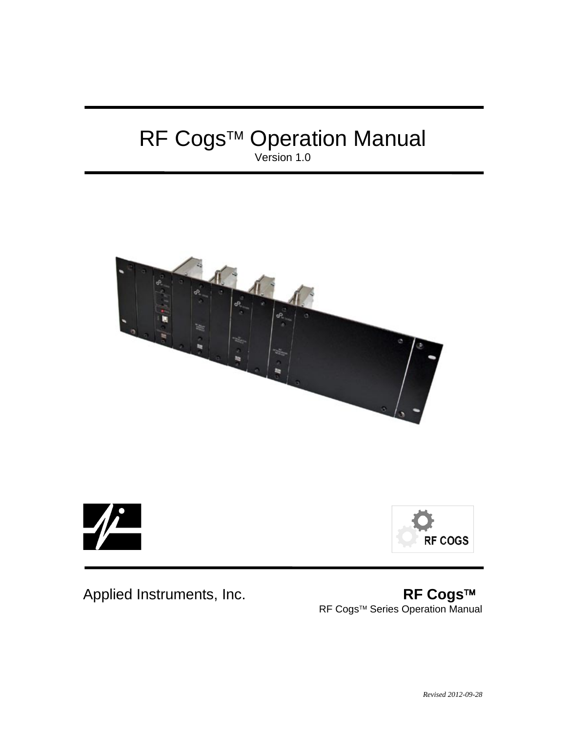# RF Cogs™ Operation Manual

Version 1.0

Applied Instruments, Inc.

**RF Cogs™**

RF Cogs™ Series Operation Manual

*Revised 2012-09-28*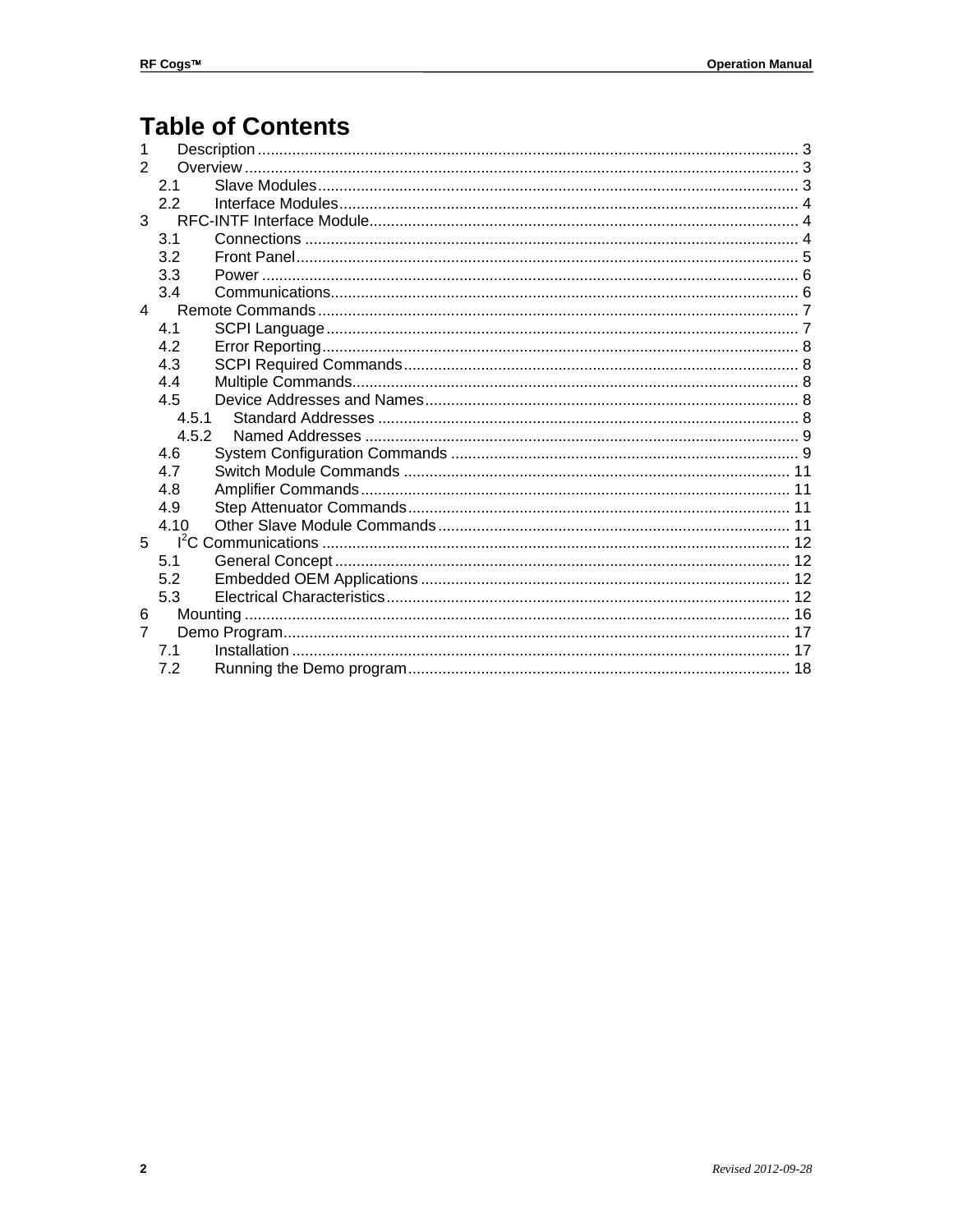# Table of Contents

1 Description ..... 3
2 Overview ..... 3
  2.1 Slave Modules ..... 3
  2.2 Interface Modules ..... 4
3 RFC-INTF Interface Module ..... 4
  3.1 Connections ..... 4
  3.2 Front Panel ..... 5
  3.3 Power ..... 6
  3.4 Communications ..... 6
4 Remote Commands ..... 7
  4.1 SCPI Language ..... 7
  4.2 Error Reporting ..... 8
  4.3 SCPI Required Commands ..... 8
  4.4 Multiple Commands ..... 8
  4.5 Device Addresses and Names ..... 8
    4.5.1 Standard Addresses ..... 8
    4.5.2 Named Addresses ..... 9
  4.6 System Configuration Commands ..... 9
  4.7 Switch Module Commands ..... 11
  4.8 Amplifier Commands ..... 11
  4.9 Step Attenuator Commands ..... 11
  4.10 Other Slave Module Commands ..... 11
5 I$^2$C Communications ..... 12
  5.1 General Concept ..... 12
  5.2 Embedded OEM Applications ..... 12
  5.3 Electrical Characteristics ..... 12
6 Mounting ..... 16
7 Demo Program ..... 17
  7.1 Installation ..... 17
  7.2 Running the Demo program ..... 18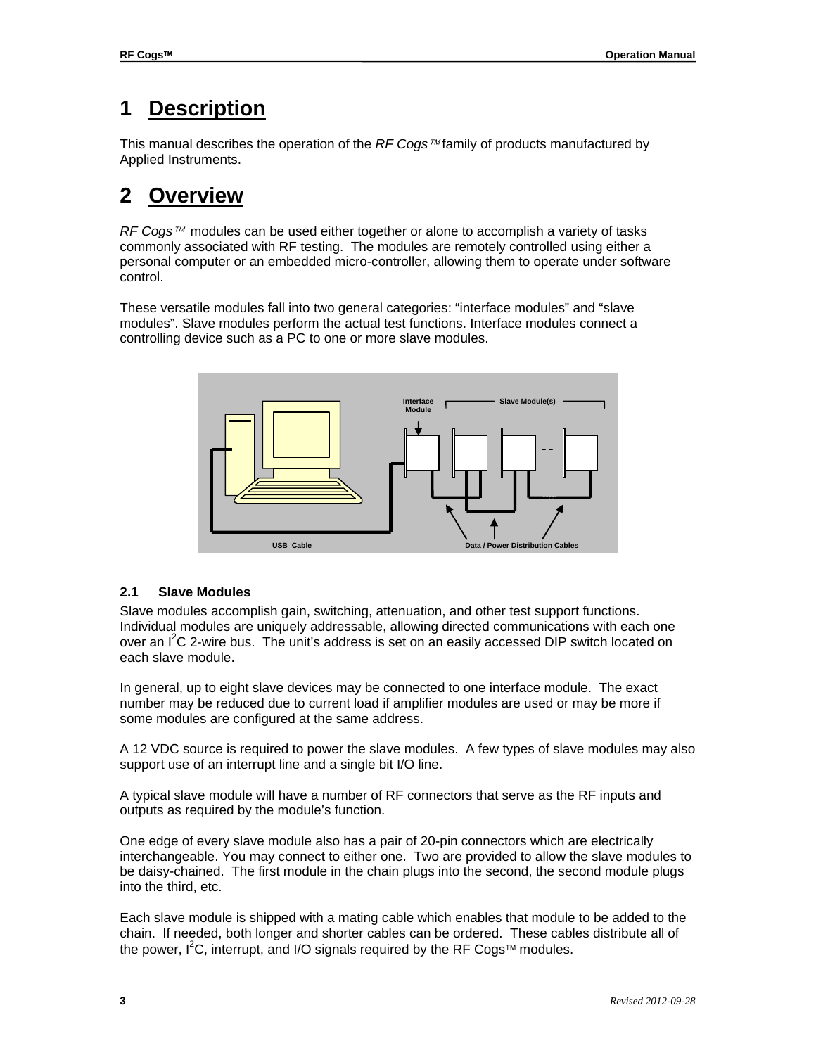# 1 Description

This manual describes the operation of the *RF Cogs™* family of products manufactured by Applied Instruments.

# 2 Overview

*RF Cogs™* modules can be used either together or alone to accomplish a variety of tasks commonly associated with RF testing. The modules are remotely controlled using either a personal computer or an embedded micro-controller, allowing them to operate under software control.

These versatile modules fall into two general categories: “interface modules” and “slave modules”. Slave modules perform the actual test functions. Interface modules connect a controlling device such as a PC to one or more slave modules.

## 2.1 Slave Modules

Slave modules accomplish gain, switching, attenuation, and other test support functions. Individual modules are uniquely addressable, allowing directed communications with each one over an $I^2C$ 2-wire bus. The unit’s address is set on an easily accessed DIP switch located on each slave module.

In general, up to eight slave devices may be connected to one interface module. The exact number may be reduced due to current load if amplifier modules are used or may be more if some modules are configured at the same address.

A 12 VDC source is required to power the slave modules. A few types of slave modules may also support use of an interrupt line and a single bit I/O line.

A typical slave module will have a number of RF connectors that serve as the RF inputs and outputs as required by the module’s function.

One edge of every slave module also has a pair of 20-pin connectors which are electrically interchangeable. You may connect to either one. Two are provided to allow the slave modules to be daisy-chained. The first module in the chain plugs into the second, the second module plugs into the third, etc.

Each slave module is shipped with a mating cable which enables that module to be added to the chain. If needed, both longer and shorter cables can be ordered. These cables distribute all of the power, $I^2C$, interrupt, and I/O signals required by the RF Cogs™ modules.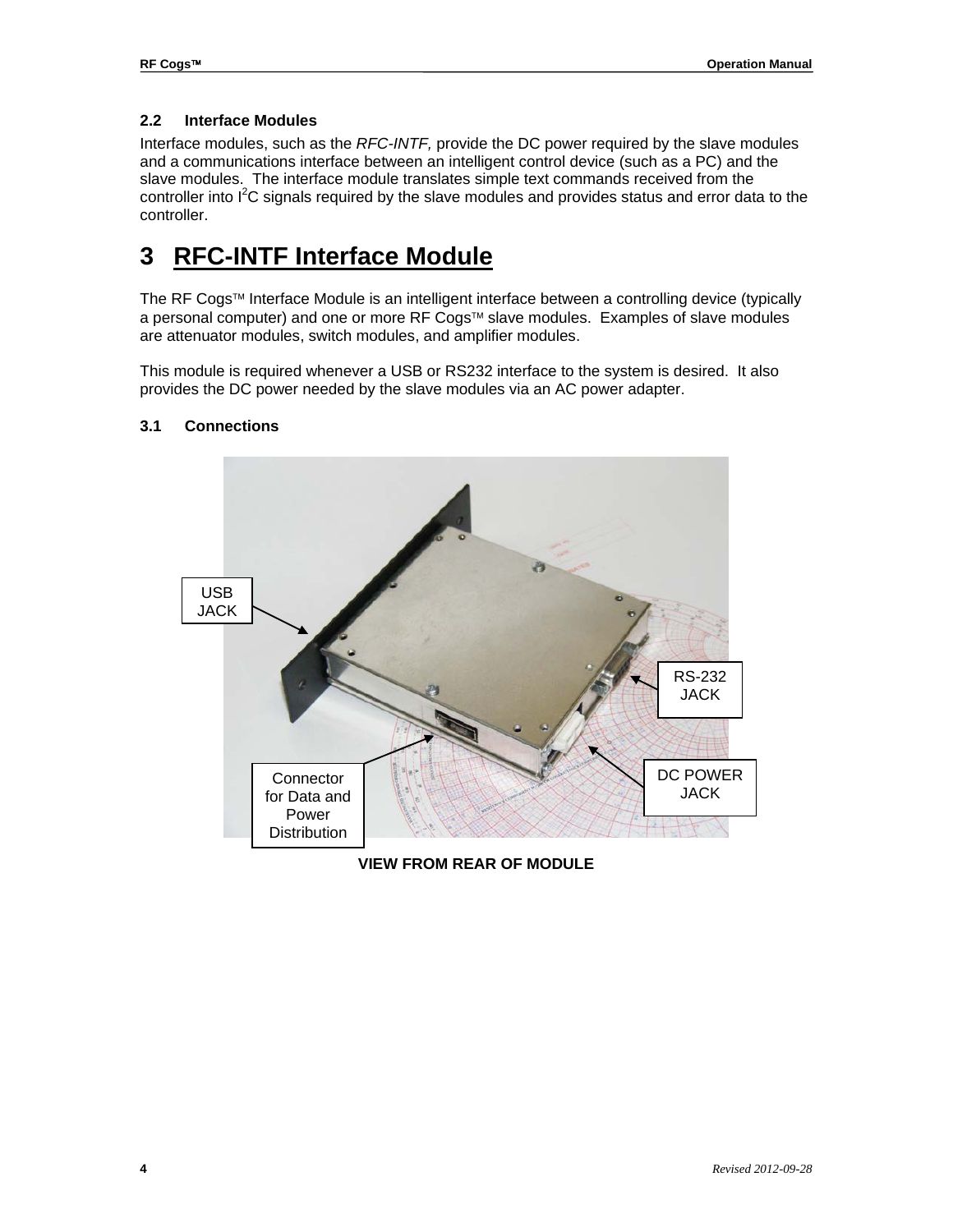### 2.2 Interface Modules

Interface modules, such as the *RFC-INTF,* provide the DC power required by the slave modules and a communications interface between an intelligent control device (such as a PC) and the slave modules. The interface module translates simple text commands received from the controller into $I^2C$ signals required by the slave modules and provides status and error data to the controller.

# 3 RFC-INTF Interface Module

The RF Cogs™ Interface Module is an intelligent interface between a controlling device (typically a personal computer) and one or more RF Cogs™ slave modules. Examples of slave modules are attenuator modules, switch modules, and amplifier modules.

This module is required whenever a USB or RS232 interface to the system is desired. It also provides the DC power needed by the slave modules via an AC power adapter.

### 3.1 Connections

USB JACK

RS-232 JACK

DC POWER JACK

Connector for Data and Power Distribution

**VIEW FROM REAR OF MODULE**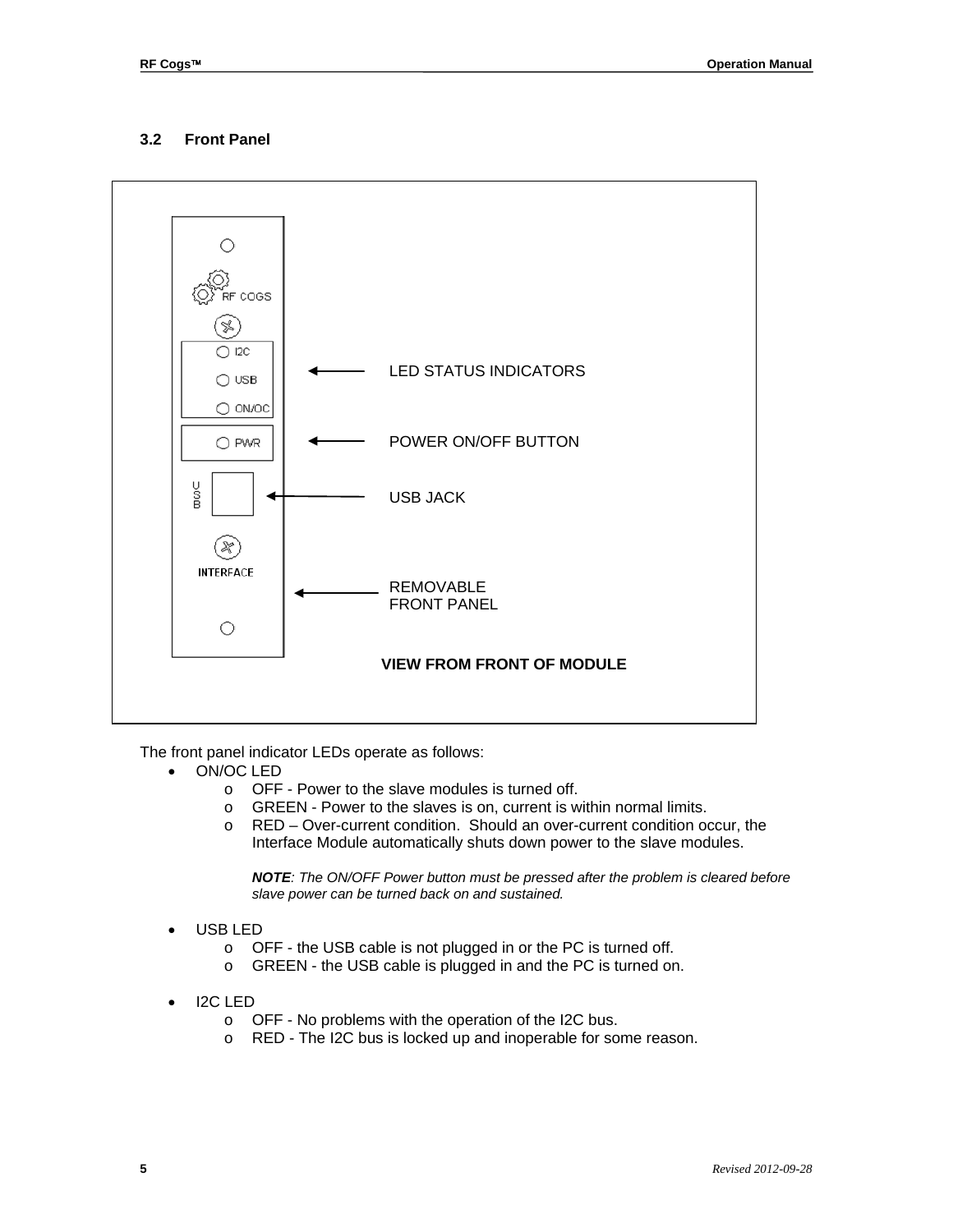## 3.2 Front Panel

LED STATUS INDICATORS

POWER ON/OFF BUTTON

USB JACK

REMOVABLE FRONT PANEL

**VIEW FROM FRONT OF MODULE**

The front panel indicator LEDs operate as follows:

- ON/OC LED
  - OFF - Power to the slave modules is turned off.
  - GREEN - Power to the slaves is on, current is within normal limits.
  - RED – Over-current condition. Should an over-current condition occur, the Interface Module automatically shuts down power to the slave modules.

    ***NOTE**: The ON/OFF Power button must be pressed after the problem is cleared before slave power can be turned back on and sustained.*

- USB LED
  - OFF - the USB cable is not plugged in or the PC is turned off.
  - GREEN - the USB cable is plugged in and the PC is turned on.

- I2C LED
  - OFF - No problems with the operation of the I2C bus.
  - RED - The I2C bus is locked up and inoperable for some reason.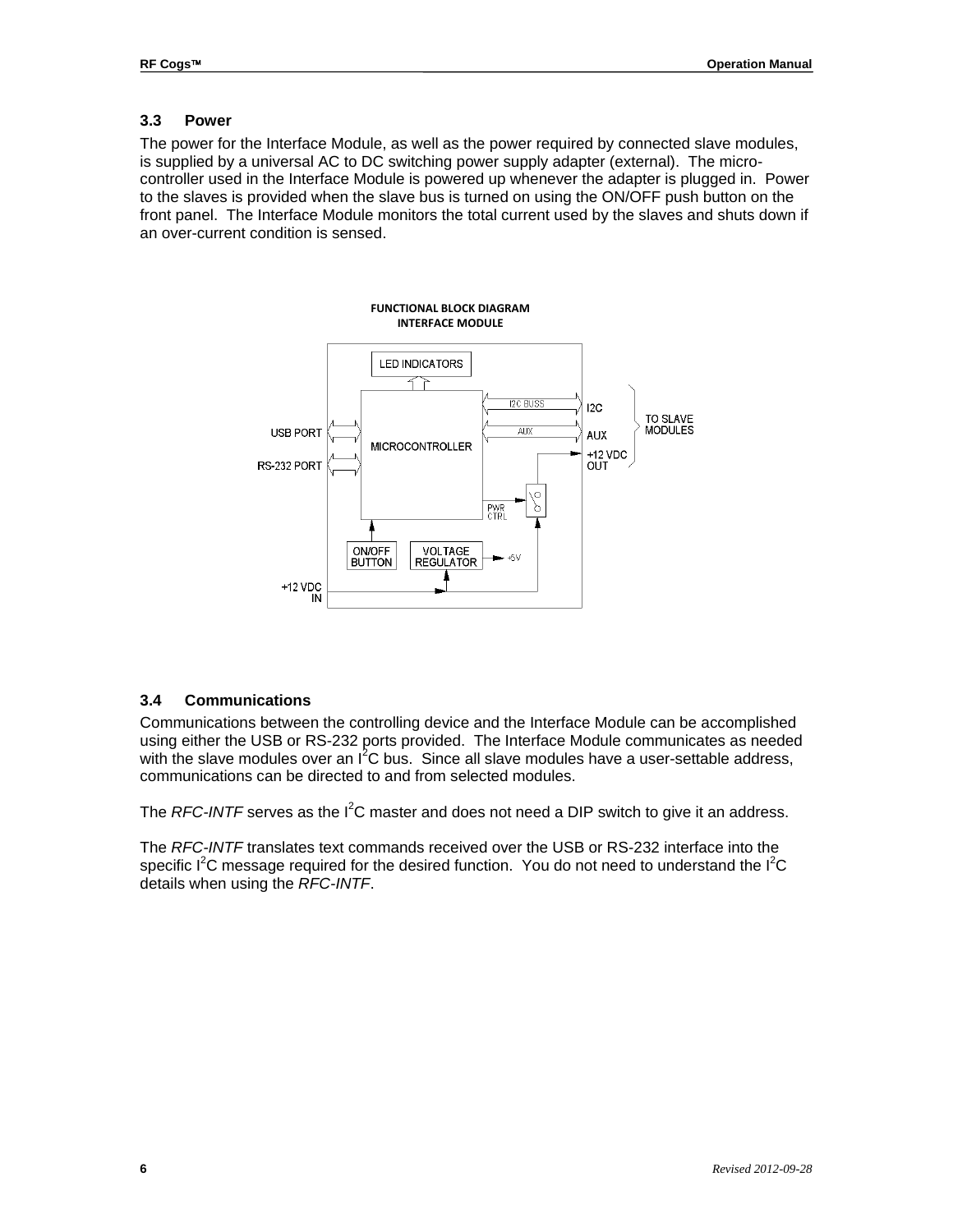### 3.3 Power

The power for the Interface Module, as well as the power required by connected slave modules, is supplied by a universal AC to DC switching power supply adapter (external). The micro-controller used in the Interface Module is powered up whenever the adapter is plugged in. Power to the slaves is provided when the slave bus is turned on using the ON/OFF push button on the front panel. The Interface Module monitors the total current used by the slaves and shuts down if an over-current condition is sensed.

**FUNCTIONAL BLOCK DIAGRAM**
**INTERFACE MODULE**

LED INDICATORS

USB PORT

RS-232 PORT

MICROCONTROLLER

I2C BUSS — I2C

AUX — AUX

+12 VDC OUT

TO SLAVE MODULES

PWR CTRL

ON/OFF BUTTON

VOLTAGE REGULATOR — +5V

+12 VDC IN

### 3.4 Communications

Communications between the controlling device and the Interface Module can be accomplished using either the USB or RS-232 ports provided. The Interface Module communicates as needed with the slave modules over an $I^2C$ bus. Since all slave modules have a user-settable address, communications can be directed to and from selected modules.

The *RFC-INTF* serves as the $I^2C$ master and does not need a DIP switch to give it an address.

The *RFC-INTF* translates text commands received over the USB or RS-232 interface into the specific $I^2C$ message required for the desired function. You do not need to understand the $I^2C$ details when using the *RFC-INTF*.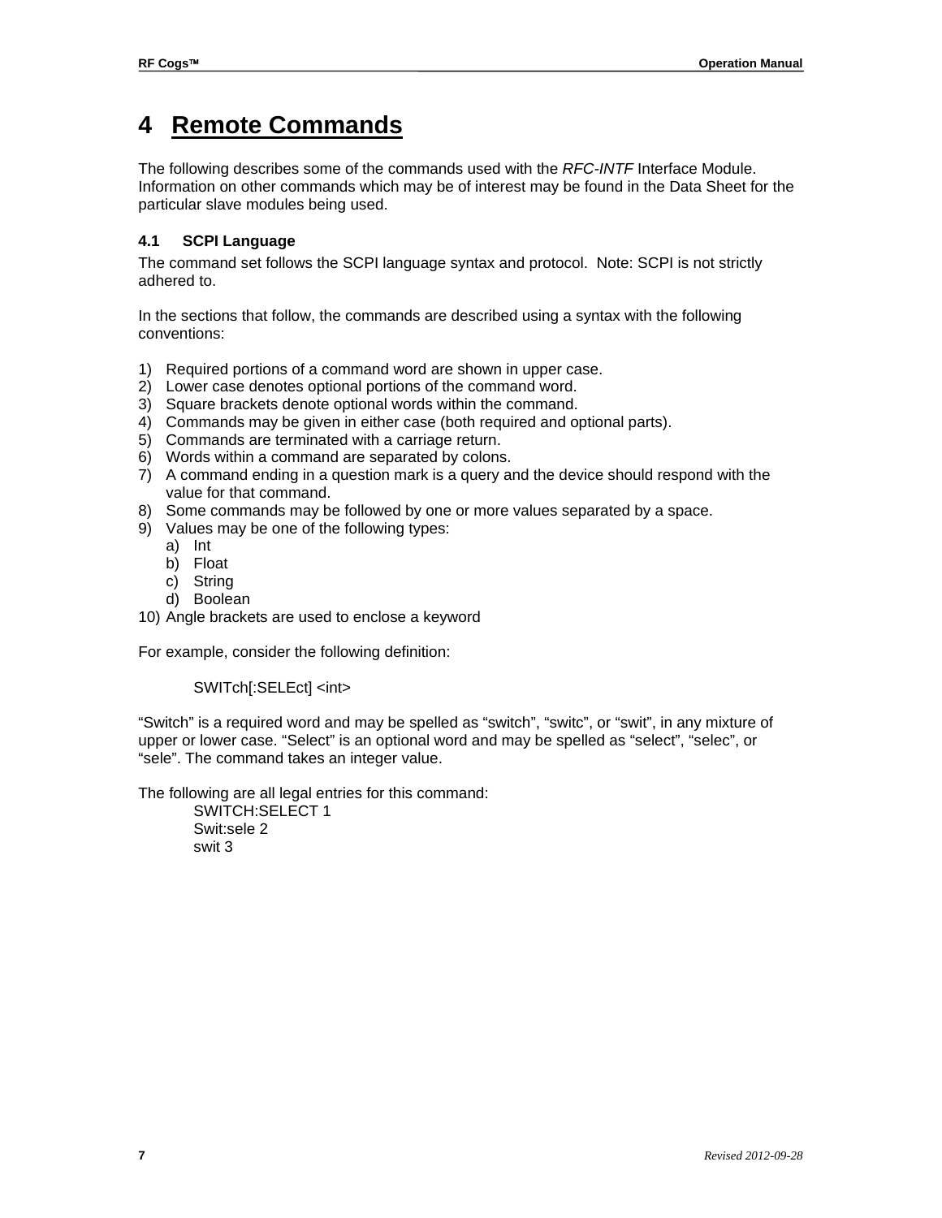# 4 Remote Commands

The following describes some of the commands used with the *RFC-INTF* Interface Module. Information on other commands which may be of interest may be found in the Data Sheet for the particular slave modules being used.

## 4.1 SCPI Language

The command set follows the SCPI language syntax and protocol. Note: SCPI is not strictly adhered to.

In the sections that follow, the commands are described using a syntax with the following conventions:

1) Required portions of a command word are shown in upper case.
2) Lower case denotes optional portions of the command word.
3) Square brackets denote optional words within the command.
4) Commands may be given in either case (both required and optional parts).
5) Commands are terminated with a carriage return.
6) Words within a command are separated by colons.
7) A command ending in a question mark is a query and the device should respond with the value for that command.
8) Some commands may be followed by one or more values separated by a space.
9) Values may be one of the following types:
   a) Int
   b) Float
   c) String
   d) Boolean
10) Angle brackets are used to enclose a keyword

For example, consider the following definition:

```
SWITch[:SELEct] <int>
```

“Switch” is a required word and may be spelled as “switch”, “switc”, or “swit”, in any mixture of upper or lower case. “Select” is an optional word and may be spelled as “select”, “selec”, or “sele”. The command takes an integer value.

The following are all legal entries for this command:

```
SWITCH:SELECT 1
Swit:sele 2
swit 3
```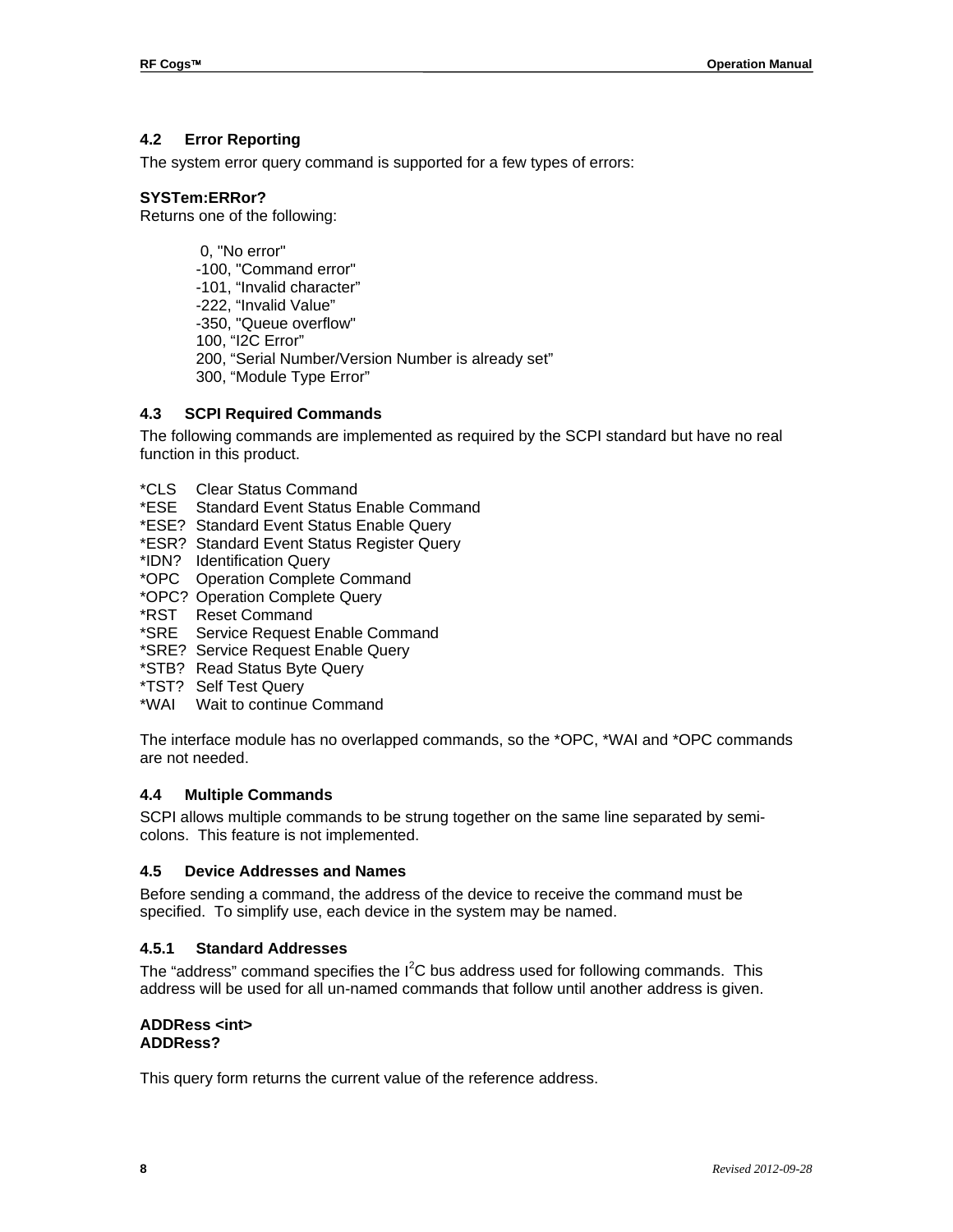## 4.2 Error Reporting

The system error query command is supported for a few types of errors:

**SYSTem:ERRor?**
Returns one of the following:

> 0, "No error"
> -100, "Command error"
> -101, “Invalid character”
> -222, “Invalid Value”
> -350, "Queue overflow"
> 100, “I2C Error”
> 200, “Serial Number/Version Number is already set”
> 300, “Module Type Error”

## 4.3 SCPI Required Commands

The following commands are implemented as required by the SCPI standard but have no real function in this product.

| | |
|---|---|
| *CLS | Clear Status Command |
| *ESE | Standard Event Status Enable Command |
| *ESE? | Standard Event Status Enable Query |
| *ESR? | Standard Event Status Register Query |
| *IDN? | Identification Query |
| *OPC | Operation Complete Command |
| *OPC? | Operation Complete Query |
| *RST | Reset Command |
| *SRE | Service Request Enable Command |
| *SRE? | Service Request Enable Query |
| *STB? | Read Status Byte Query |
| *TST? | Self Test Query |
| *WAI | Wait to continue Command |

The interface module has no overlapped commands, so the *OPC, *WAI and *OPC commands are not needed.

## 4.4 Multiple Commands

SCPI allows multiple commands to be strung together on the same line separated by semi-colons. This feature is not implemented.

## 4.5 Device Addresses and Names

Before sending a command, the address of the device to receive the command must be specified. To simplify use, each device in the system may be named.

### 4.5.1 Standard Addresses

The “address” command specifies the $I^2C$ bus address used for following commands. This address will be used for all un-named commands that follow until another address is given.

**ADDRess <int>**
**ADDRess?**

This query form returns the current value of the reference address.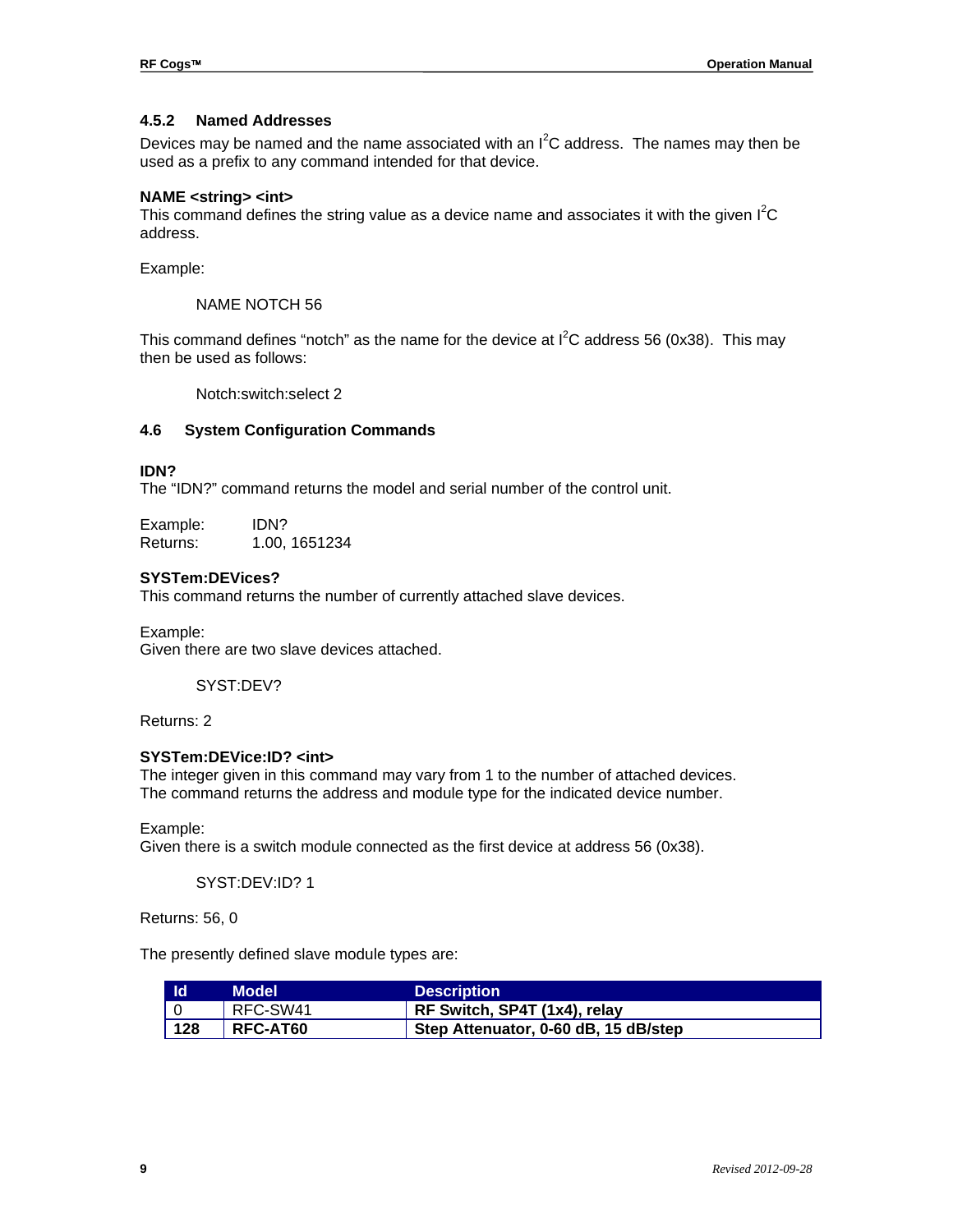### 4.5.2 Named Addresses

Devices may be named and the name associated with an $I^2C$ address. The names may then be used as a prefix to any command intended for that device.

**NAME <string> <int>**
This command defines the string value as a device name and associates it with the given $I^2C$ address.

Example:

```
NAME NOTCH 56
```

This command defines “notch” as the name for the device at $I^2C$ address 56 (0x38). This may then be used as follows:

```
Notch:switch:select 2
```

## 4.6 System Configuration Commands

**IDN?**
The “IDN?” command returns the model and serial number of the control unit.

Example: IDN?
Returns: 1.00, 1651234

**SYSTem:DEVices?**
This command returns the number of currently attached slave devices.

Example:
Given there are two slave devices attached.

```
SYST:DEV?
```

Returns: 2

**SYSTem:DEVice:ID? <int>**
The integer given in this command may vary from 1 to the number of attached devices.
The command returns the address and module type for the indicated device number.

Example:
Given there is a switch module connected as the first device at address 56 (0x38).

```
SYST:DEV:ID? 1
```

Returns: 56, 0

The presently defined slave module types are:

| Id | Model | Description |
|---|---|---|
| 0 | RFC-SW41 | **RF Switch, SP4T (1x4), relay** |
| **128** | **RFC-AT60** | **Step Attenuator, 0-60 dB, 15 dB/step** |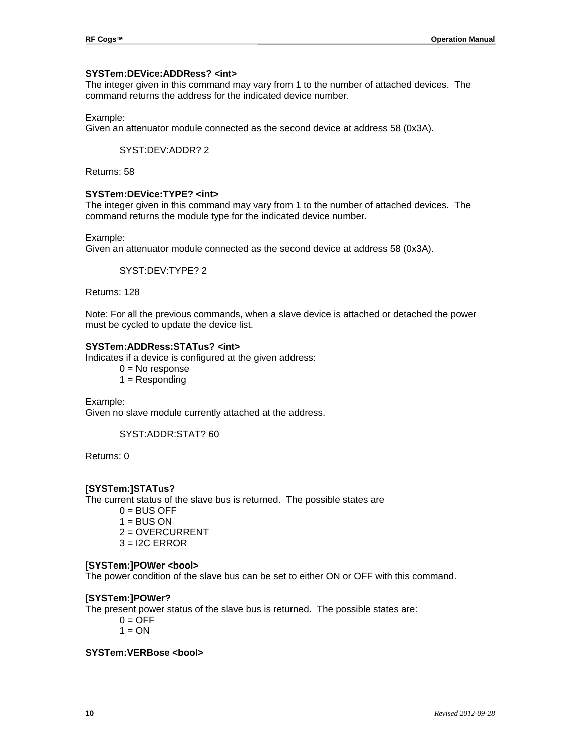**SYSTem:DEVice:ADDRess? <int>**
The integer given in this command may vary from 1 to the number of attached devices. The command returns the address for the indicated device number.

Example:
Given an attenuator module connected as the second device at address 58 (0x3A).

```
SYST:DEV:ADDR? 2
```

Returns: 58

**SYSTem:DEVice:TYPE? <int>**
The integer given in this command may vary from 1 to the number of attached devices. The command returns the module type for the indicated device number.

Example:
Given an attenuator module connected as the second device at address 58 (0x3A).

```
SYST:DEV:TYPE? 2
```

Returns: 128

Note: For all the previous commands, when a slave device is attached or detached the power must be cycled to update the device list.

**SYSTem:ADDRess:STATus? <int>**
Indicates if a device is configured at the given address:

- 0 = No response
- 1 = Responding

Example:
Given no slave module currently attached at the address.

```
SYST:ADDR:STAT? 60
```

Returns: 0

**[SYSTem:]STATus?**
The current status of the slave bus is returned. The possible states are

- 0 = BUS OFF
- 1 = BUS ON
- 2 = OVERCURRENT
- 3 = I2C ERROR

**[SYSTem:]POWer <bool>**
The power condition of the slave bus can be set to either ON or OFF with this command.

**[SYSTem:]POWer?**
The present power status of the slave bus is returned. The possible states are:

- 0 = OFF
- 1 = ON

**SYSTem:VERBose <bool>**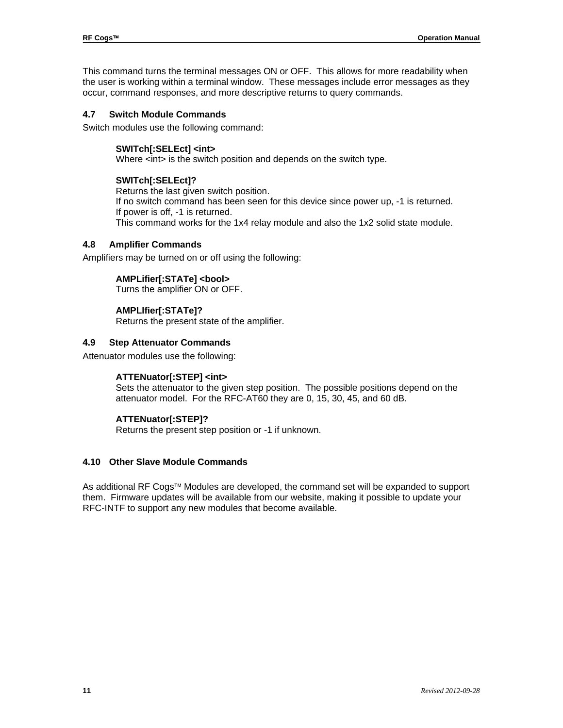This command turns the terminal messages ON or OFF. This allows for more readability when the user is working within a terminal window. These messages include error messages as they occur, command responses, and more descriptive returns to query commands.

### 4.7 Switch Module Commands

Switch modules use the following command:

> **SWITch[:SELEct] <int>**
> Where <int> is the switch position and depends on the switch type.
>
> **SWITch[:SELEct]?**
> Returns the last given switch position.
> If no switch command has been seen for this device since power up, -1 is returned.
> If power is off, -1 is returned.
> This command works for the 1x4 relay module and also the 1x2 solid state module.

### 4.8 Amplifier Commands

Amplifiers may be turned on or off using the following:

> **AMPLifier[:STATe] <bool>**
> Turns the amplifier ON or OFF.
>
> **AMPLIfier[:STATe]?**
> Returns the present state of the amplifier.

### 4.9 Step Attenuator Commands

Attenuator modules use the following:

> **ATTENuator[:STEP] <int>**
> Sets the attenuator to the given step position. The possible positions depend on the attenuator model. For the RFC-AT60 they are 0, 15, 30, 45, and 60 dB.
>
> **ATTENuator[:STEP]?**
> Returns the present step position or -1 if unknown.

### 4.10 Other Slave Module Commands

As additional RF Cogs™ Modules are developed, the command set will be expanded to support them. Firmware updates will be available from our website, making it possible to update your RFC-INTF to support any new modules that become available.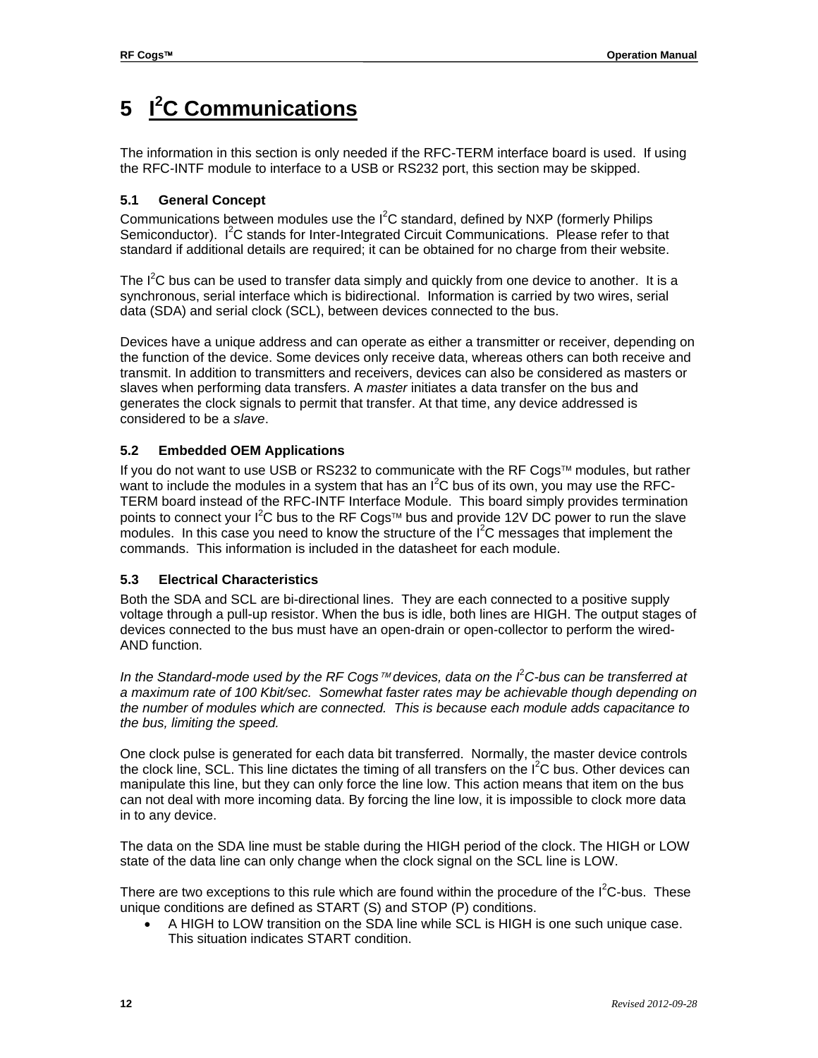# 5 $I^2C$ Communications

The information in this section is only needed if the RFC-TERM interface board is used. If using the RFC-INTF module to interface to a USB or RS232 port, this section may be skipped.

## 5.1 General Concept

Communications between modules use the $I^2C$ standard, defined by NXP (formerly Philips Semiconductor). $I^2C$ stands for Inter-Integrated Circuit Communications. Please refer to that standard if additional details are required; it can be obtained for no charge from their website.

The $I^2C$ bus can be used to transfer data simply and quickly from one device to another. It is a synchronous, serial interface which is bidirectional. Information is carried by two wires, serial data (SDA) and serial clock (SCL), between devices connected to the bus.

Devices have a unique address and can operate as either a transmitter or receiver, depending on the function of the device. Some devices only receive data, whereas others can both receive and transmit. In addition to transmitters and receivers, devices can also be considered as masters or slaves when performing data transfers. A *master* initiates a data transfer on the bus and generates the clock signals to permit that transfer. At that time, any device addressed is considered to be a *slave*.

## 5.2 Embedded OEM Applications

If you do not want to use USB or RS232 to communicate with the RF Cogs™ modules, but rather want to include the modules in a system that has an $I^2C$ bus of its own, you may use the RFC-TERM board instead of the RFC-INTF Interface Module. This board simply provides termination points to connect your $I^2C$ bus to the RF Cogs™ bus and provide 12V DC power to run the slave modules. In this case you need to know the structure of the $I^2C$ messages that implement the commands. This information is included in the datasheet for each module.

## 5.3 Electrical Characteristics

Both the SDA and SCL are bi-directional lines. They are each connected to a positive supply voltage through a pull-up resistor. When the bus is idle, both lines are HIGH. The output stages of devices connected to the bus must have an open-drain or open-collector to perform the wired-AND function.

*In the Standard-mode used by the RF Cogs™ devices, data on the $I^2C$-bus can be transferred at a maximum rate of 100 Kbit/sec. Somewhat faster rates may be achievable though depending on the number of modules which are connected. This is because each module adds capacitance to the bus, limiting the speed.*

One clock pulse is generated for each data bit transferred. Normally, the master device controls the clock line, SCL. This line dictates the timing of all transfers on the $I^2C$ bus. Other devices can manipulate this line, but they can only force the line low. This action means that item on the bus can not deal with more incoming data. By forcing the line low, it is impossible to clock more data in to any device.

The data on the SDA line must be stable during the HIGH period of the clock. The HIGH or LOW state of the data line can only change when the clock signal on the SCL line is LOW.

There are two exceptions to this rule which are found within the procedure of the $I^2C$-bus. These unique conditions are defined as START (S) and STOP (P) conditions.

- A HIGH to LOW transition on the SDA line while SCL is HIGH is one such unique case. This situation indicates START condition.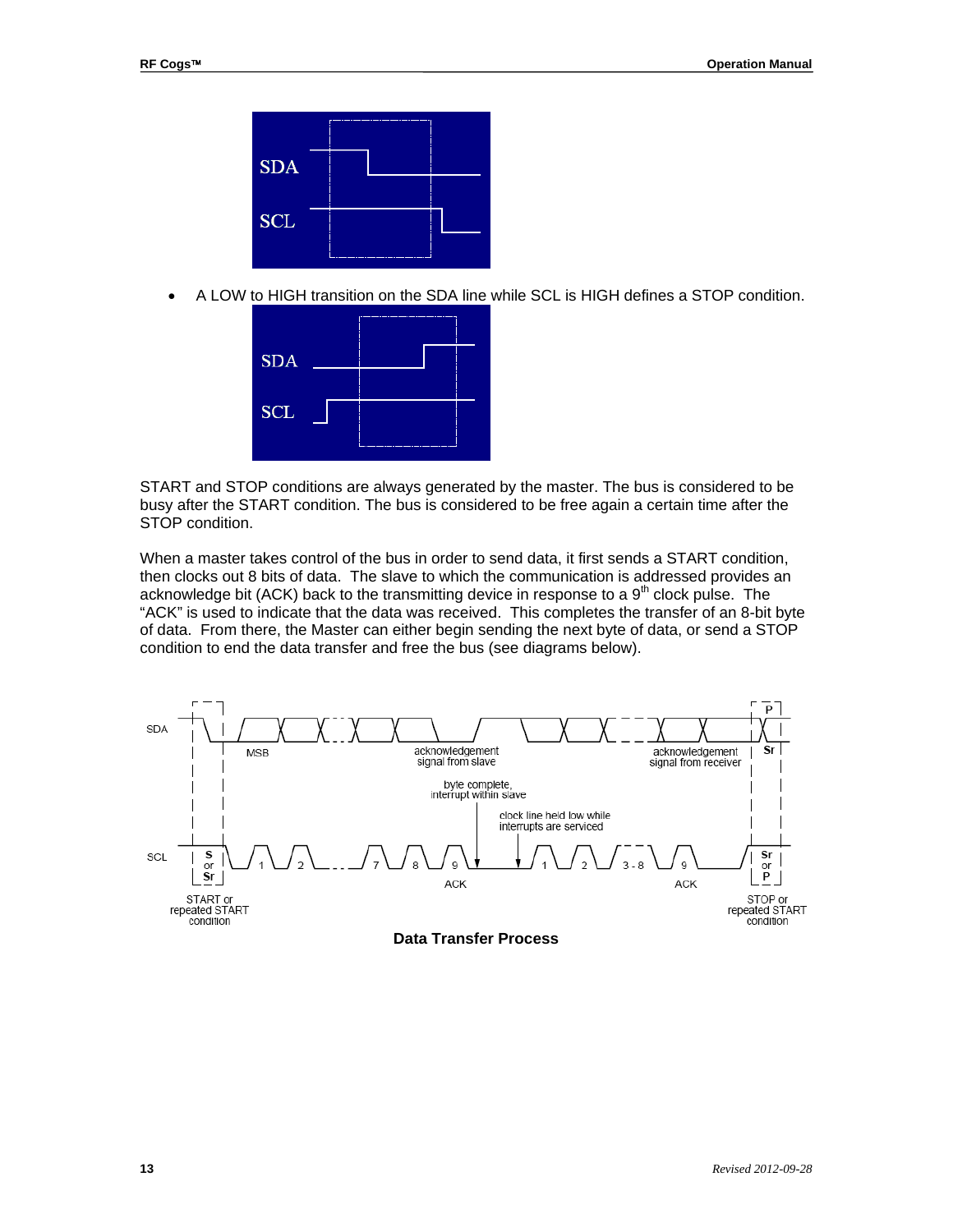- A LOW to HIGH transition on the SDA line while SCL is HIGH defines a STOP condition.

START and STOP conditions are always generated by the master. The bus is considered to be busy after the START condition. The bus is considered to be free again a certain time after the STOP condition.

When a master takes control of the bus in order to send data, it first sends a START condition, then clocks out 8 bits of data. The slave to which the communication is addressed provides an acknowledge bit (ACK) back to the transmitting device in response to a 9th clock pulse. The "ACK" is used to indicate that the data was received. This completes the transfer of an 8-bit byte of data. From there, the Master can either begin sending the next byte of data, or send a STOP condition to end the data transfer and free the bus (see diagrams below).

**Data Transfer Process**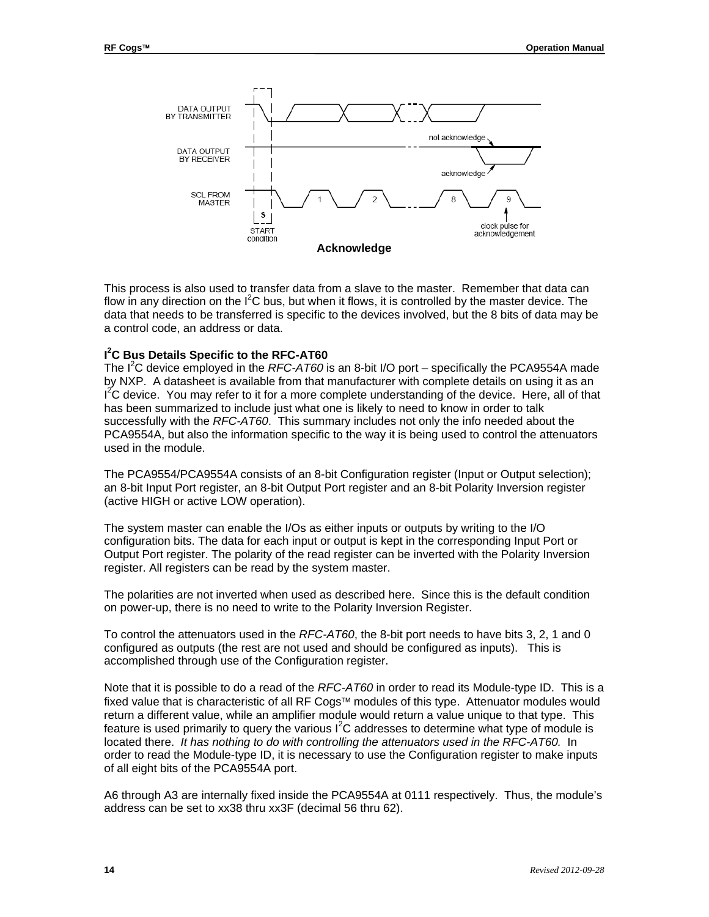**Acknowledge**

This process is also used to transfer data from a slave to the master. Remember that data can flow in any direction on the I$^2$C bus, but when it flows, it is controlled by the master device. The data that needs to be transferred is specific to the devices involved, but the 8 bits of data may be a control code, an address or data.

### I$^2$C Bus Details Specific to the RFC-AT60

The I$^2$C device employed in the *RFC-AT60* is an 8-bit I/O port – specifically the PCA9554A made by NXP. A datasheet is available from that manufacturer with complete details on using it as an I$^2$C device. You may refer to it for a more complete understanding of the device. Here, all of that has been summarized to include just what one is likely to need to know in order to talk successfully with the *RFC-AT60*. This summary includes not only the info needed about the PCA9554A, but also the information specific to the way it is being used to control the attenuators used in the module.

The PCA9554/PCA9554A consists of an 8-bit Configuration register (Input or Output selection); an 8-bit Input Port register, an 8-bit Output Port register and an 8-bit Polarity Inversion register (active HIGH or active LOW operation).

The system master can enable the I/Os as either inputs or outputs by writing to the I/O configuration bits. The data for each input or output is kept in the corresponding Input Port or Output Port register. The polarity of the read register can be inverted with the Polarity Inversion register. All registers can be read by the system master.

The polarities are not inverted when used as described here. Since this is the default condition on power-up, there is no need to write to the Polarity Inversion Register.

To control the attenuators used in the *RFC-AT60*, the 8-bit port needs to have bits 3, 2, 1 and 0 configured as outputs (the rest are not used and should be configured as inputs). This is accomplished through use of the Configuration register.

Note that it is possible to do a read of the *RFC-AT60* in order to read its Module-type ID. This is a fixed value that is characteristic of all RF Cogs™ modules of this type. Attenuator modules would return a different value, while an amplifier module would return a value unique to that type. This feature is used primarily to query the various I$^2$C addresses to determine what type of module is located there. *It has nothing to do with controlling the attenuators used in the RFC-AT60.* In order to read the Module-type ID, it is necessary to use the Configuration register to make inputs of all eight bits of the PCA9554A port.

A6 through A3 are internally fixed inside the PCA9554A at 0111 respectively. Thus, the module's address can be set to xx38 thru xx3F (decimal 56 thru 62).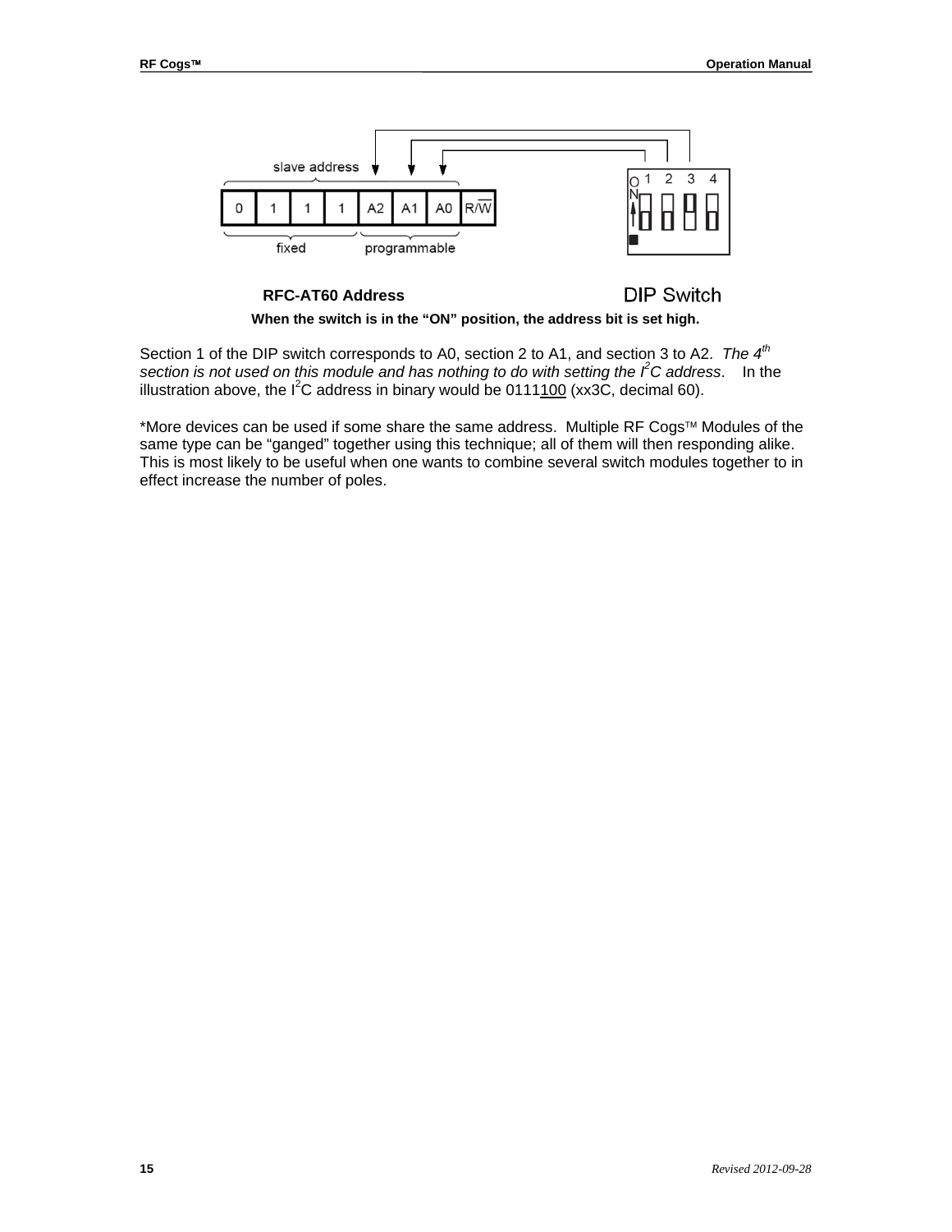slave address

| 0 | 1 | 1 | 1 | A2 | A1 | A0 | R/$\overline{W}$ |
|---|---|---|---|---|---|---|---|

fixed programmable

**RFC-AT60 Address** DIP Switch

**When the switch is in the "ON" position, the address bit is set high.**

Section 1 of the DIP switch corresponds to A0, section 2 to A1, and section 3 to A2. *The 4th section is not used on this module and has nothing to do with setting the $I^2C$ address*. In the illustration above, the $I^2C$ address in binary would be 0111<u>100</u> (xx3C, decimal 60).

*More devices can be used if some share the same address. Multiple RF Cogs™ Modules of the same type can be "ganged" together using this technique; all of them will then responding alike. This is most likely to be useful when one wants to combine several switch modules together to in effect increase the number of poles.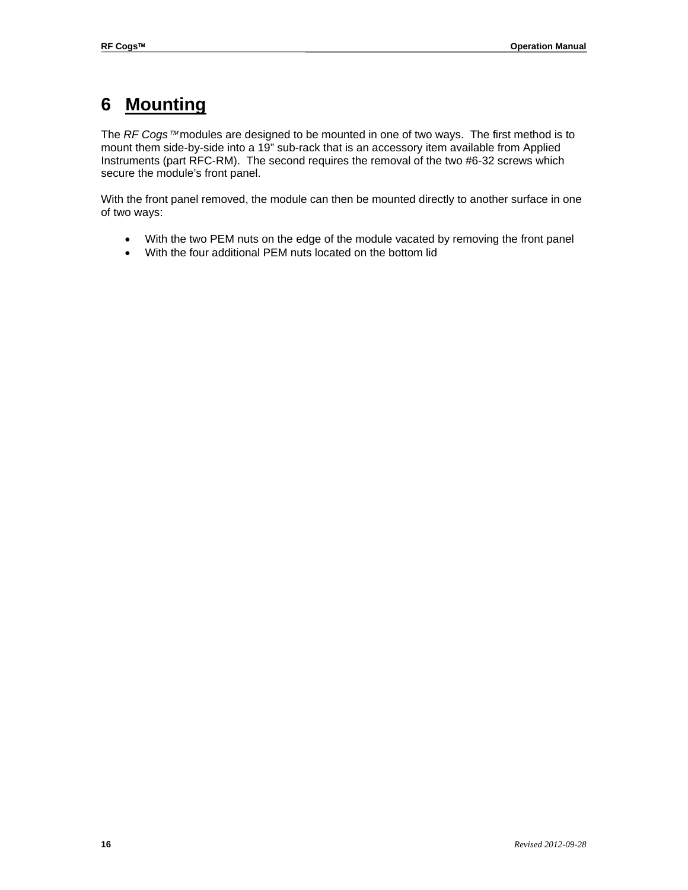# 6 Mounting

The *RF Cogs™* modules are designed to be mounted in one of two ways. The first method is to mount them side-by-side into a 19" sub-rack that is an accessory item available from Applied Instruments (part RFC-RM). The second requires the removal of the two #6-32 screws which secure the module's front panel.

With the front panel removed, the module can then be mounted directly to another surface in one of two ways:

- With the two PEM nuts on the edge of the module vacated by removing the front panel
- With the four additional PEM nuts located on the bottom lid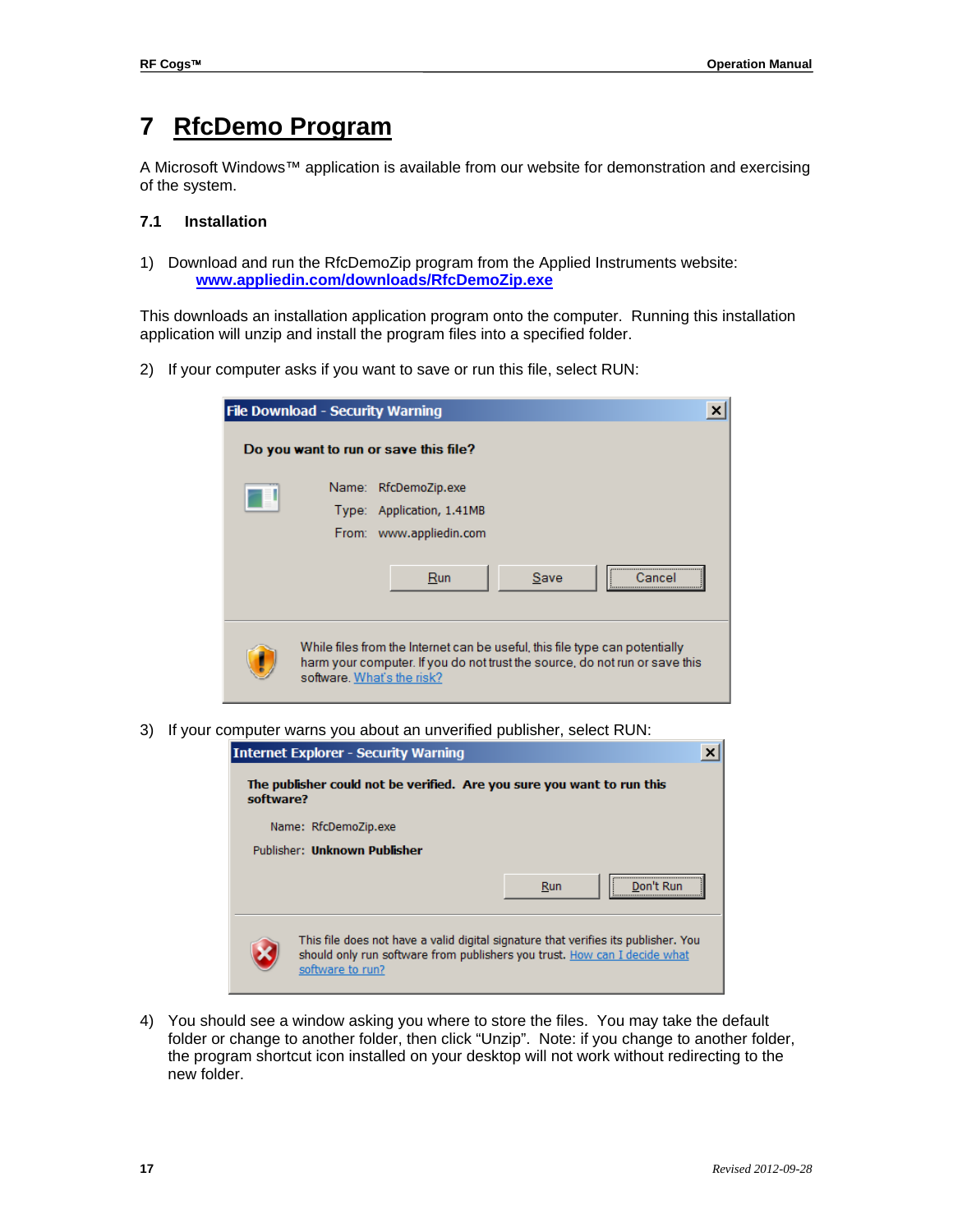# 7 RfcDemo Program

A Microsoft Windows™ application is available from our website for demonstration and exercising of the system.

## 7.1 Installation

1) Download and run the RfcDemoZip program from the Applied Instruments website:
   **www.appliedin.com/downloads/RfcDemoZip.exe**

This downloads an installation application program onto the computer. Running this installation application will unzip and install the program files into a specified folder.

2) If your computer asks if you want to save or run this file, select RUN:

3) If your computer warns you about an unverified publisher, select RUN:

4) You should see a window asking you where to store the files. You may take the default folder or change to another folder, then click "Unzip". Note: if you change to another folder, the program shortcut icon installed on your desktop will not work without redirecting to the new folder.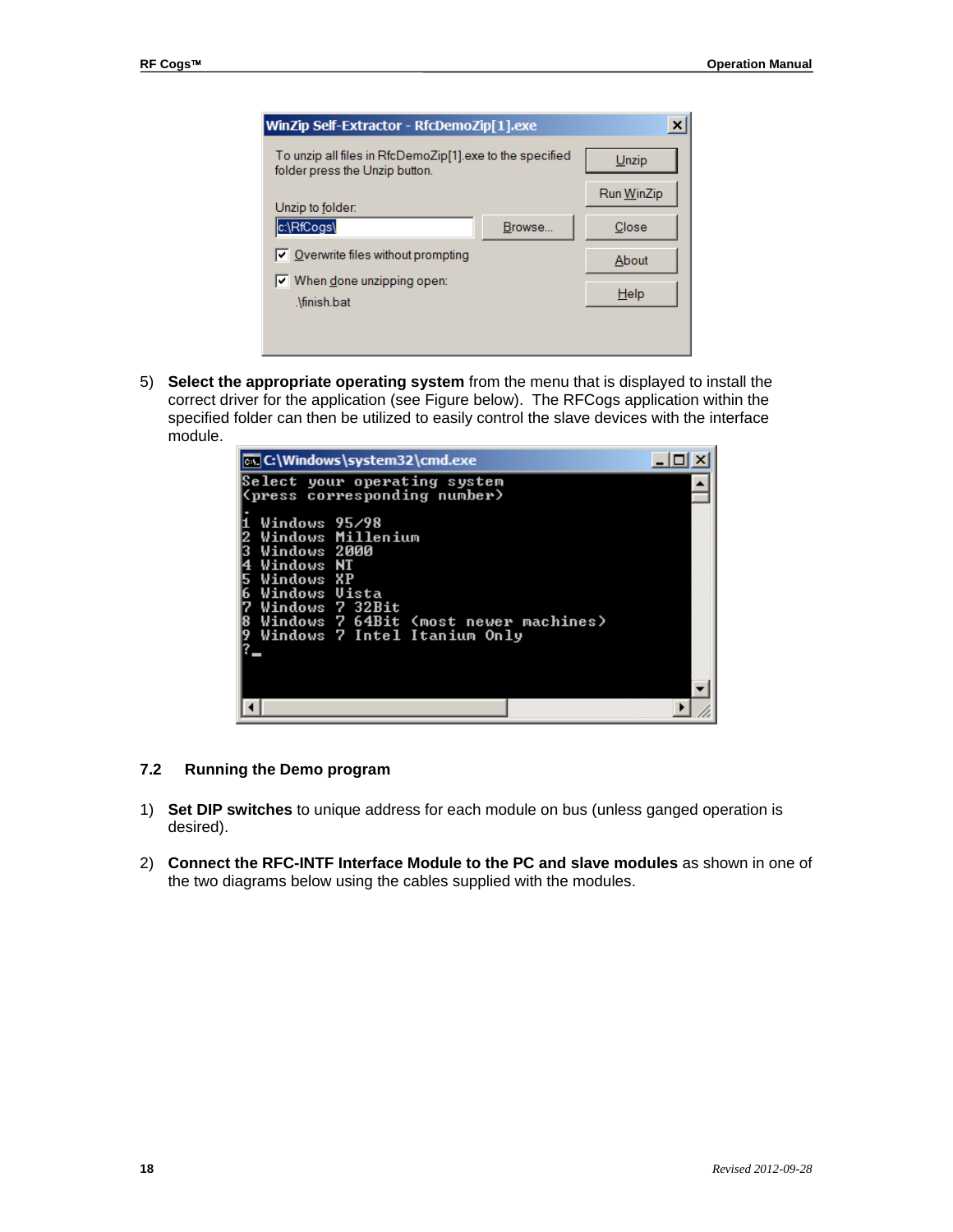5) **Select the appropriate operating system** from the menu that is displayed to install the correct driver for the application (see Figure below). The RFCogs application within the specified folder can then be utilized to easily control the slave devices with the interface module.

## 7.2 Running the Demo program

1) **Set DIP switches** to unique address for each module on bus (unless ganged operation is desired).

2) **Connect the RFC-INTF Interface Module to the PC and slave modules** as shown in one of the two diagrams below using the cables supplied with the modules.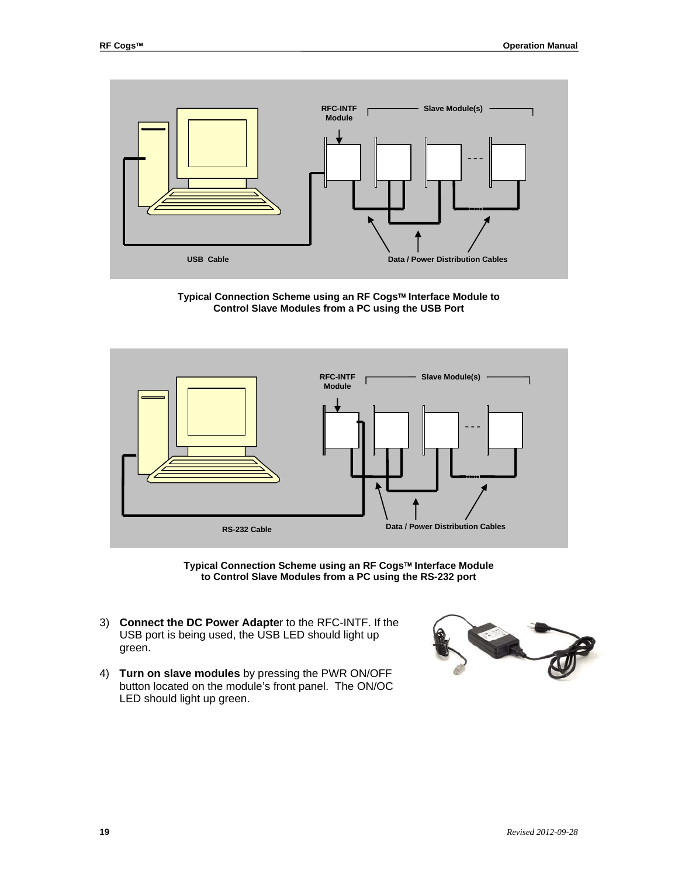RFC-INTF Module

Slave Module(s)

USB Cable

Data / Power Distribution Cables

**Typical Connection Scheme using an RF Cogs™ Interface Module to Control Slave Modules from a PC using the USB Port**

RFC-INTF Module

Slave Module(s)

RS-232 Cable

Data / Power Distribution Cables

**Typical Connection Scheme using an RF Cogs™ Interface Module to Control Slave Modules from a PC using the RS-232 port**

3) **Connect the DC Power Adapte**r to the RFC-INTF. If the USB port is being used, the USB LED should light up green.

4) **Turn on slave modules** by pressing the PWR ON/OFF button located on the module's front panel. The ON/OC LED should light up green.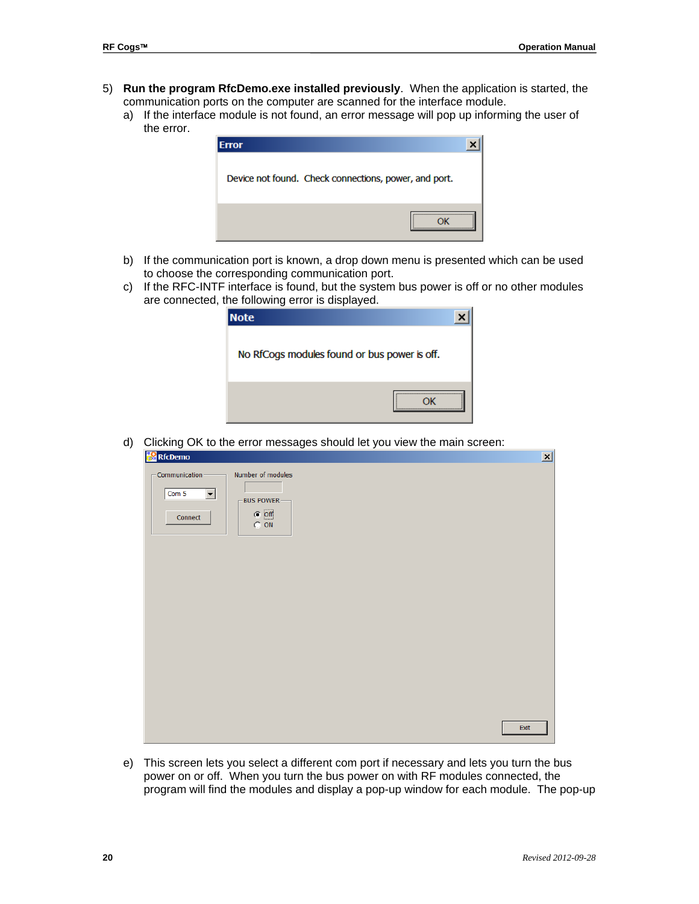5) **Run the program RfcDemo.exe installed previously**. When the application is started, the communication ports on the computer are scanned for the interface module.

   a) If the interface module is not found, an error message will pop up informing the user of the error.

   b) If the communication port is known, a drop down menu is presented which can be used to choose the corresponding communication port.

   c) If the RFC-INTF interface is found, but the system bus power is off or no other modules are connected, the following error is displayed.

   d) Clicking OK to the error messages should let you view the main screen:

   e) This screen lets you select a different com port if necessary and lets you turn the bus power on or off. When you turn the bus power on with RF modules connected, the program will find the modules and display a pop-up window for each module. The pop-up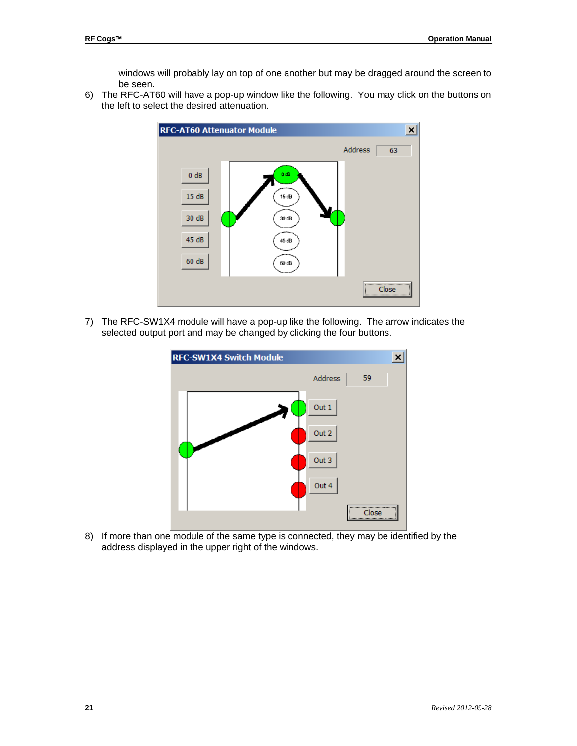windows will probably lay on top of one another but may be dragged around the screen to be seen.

6) The RFC-AT60 will have a pop-up window like the following. You may click on the buttons on the left to select the desired attenuation.

7) The RFC-SW1X4 module will have a pop-up like the following. The arrow indicates the selected output port and may be changed by clicking the four buttons.

8) If more than one module of the same type is connected, they may be identified by the address displayed in the upper right of the windows.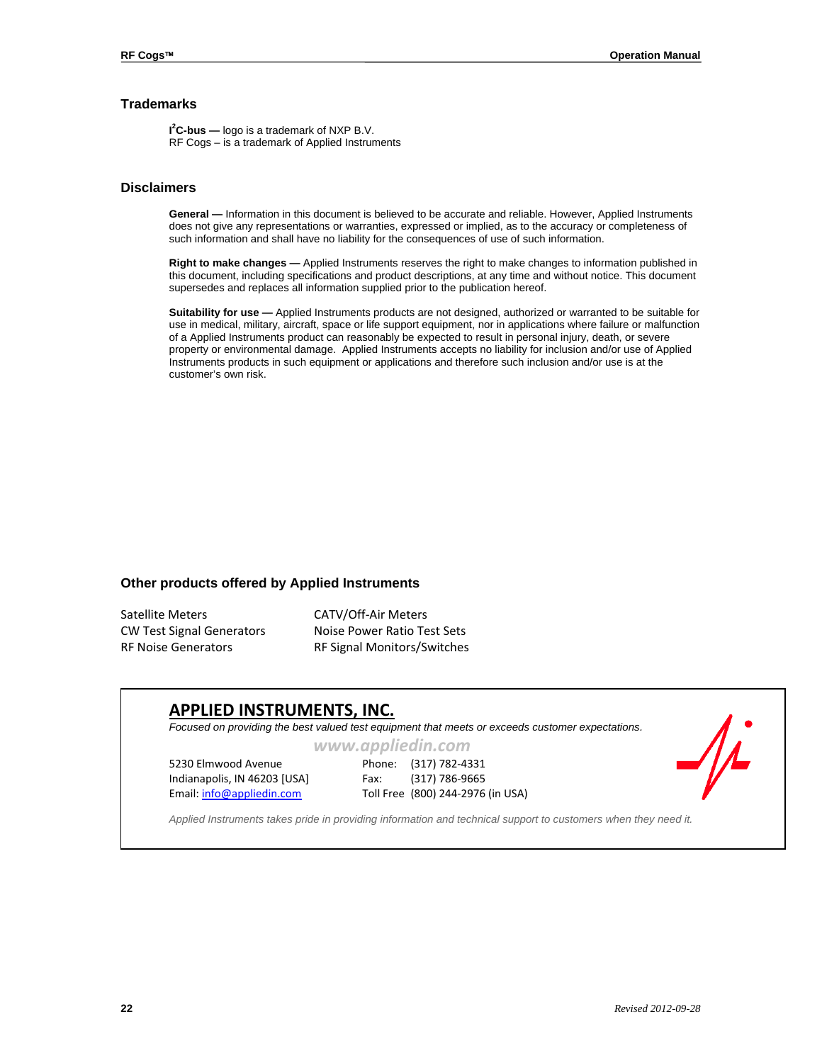## Trademarks

**I$^2$C-bus —** logo is a trademark of NXP B.V.
RF Cogs – is a trademark of Applied Instruments

## Disclaimers

**General —** Information in this document is believed to be accurate and reliable. However, Applied Instruments does not give any representations or warranties, expressed or implied, as to the accuracy or completeness of such information and shall have no liability for the consequences of use of such information.

**Right to make changes —** Applied Instruments reserves the right to make changes to information published in this document, including specifications and product descriptions, at any time and without notice. This document supersedes and replaces all information supplied prior to the publication hereof.

**Suitability for use —** Applied Instruments products are not designed, authorized or warranted to be suitable for use in medical, military, aircraft, space or life support equipment, nor in applications where failure or malfunction of a Applied Instruments product can reasonably be expected to result in personal injury, death, or severe property or environmental damage. Applied Instruments accepts no liability for inclusion and/or use of Applied Instruments products in such equipment or applications and therefore such inclusion and/or use is at the customer's own risk.

## Other products offered by Applied Instruments

| | |
|---|---|
| Satellite Meters | CATV/Off-Air Meters |
| CW Test Signal Generators | Noise Power Ratio Test Sets |
| RF Noise Generators | RF Signal Monitors/Switches |

**APPLIED INSTRUMENTS, INC.**

*Focused on providing the best valued test equipment that meets or exceeds customer expectations.*

*www.appliedin.com*

5230 Elmwood Avenue
Indianapolis, IN 46203 [USA]
Email: info@appliedin.com

Phone: (317) 782-4331
Fax: (317) 786-9665
Toll Free (800) 244-2976 (in USA)

*Applied Instruments takes pride in providing information and technical support to customers when they need it.*

Revised 2012-09-28